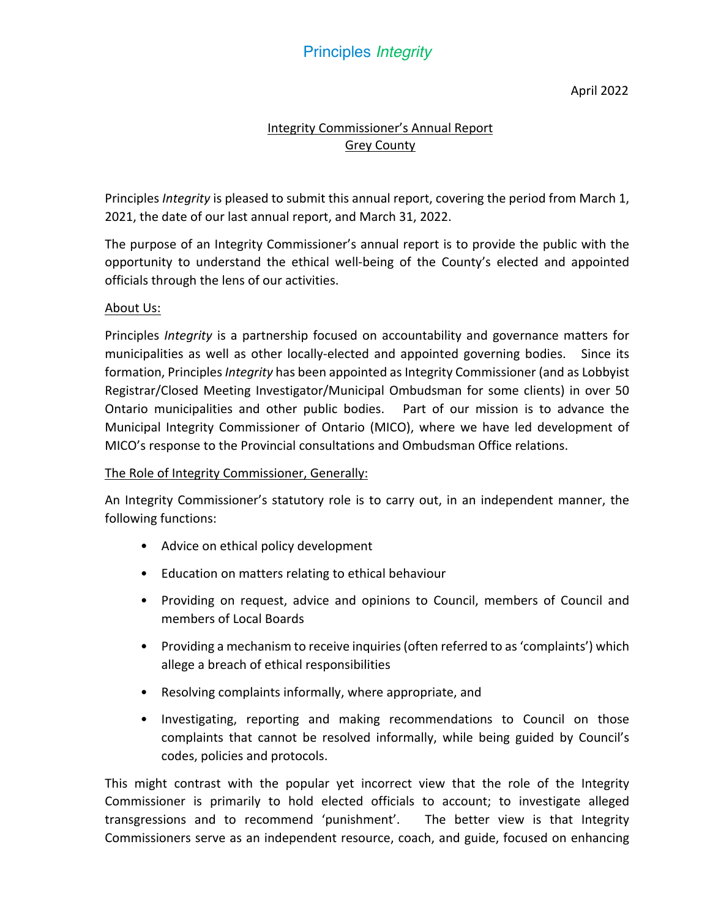Principles *Integrity*

April 2022

# Integrity Commissioner's Annual Report
# Grey County

Principles *Integrity* is pleased to submit this annual report, covering the period from March 1, 2021, the date of our last annual report, and March 31, 2022.

The purpose of an Integrity Commissioner's annual report is to provide the public with the opportunity to understand the ethical well-being of the County's elected and appointed officials through the lens of our activities.

## About Us:

Principles *Integrity* is a partnership focused on accountability and governance matters for municipalities as well as other locally-elected and appointed governing bodies. Since its formation, Principles *Integrity* has been appointed as Integrity Commissioner (and as Lobbyist Registrar/Closed Meeting Investigator/Municipal Ombudsman for some clients) in over 50 Ontario municipalities and other public bodies. Part of our mission is to advance the Municipal Integrity Commissioner of Ontario (MICO), where we have led development of MICO's response to the Provincial consultations and Ombudsman Office relations.

## The Role of Integrity Commissioner, Generally:

An Integrity Commissioner's statutory role is to carry out, in an independent manner, the following functions:

- Advice on ethical policy development
- Education on matters relating to ethical behaviour
- Providing on request, advice and opinions to Council, members of Council and members of Local Boards
- Providing a mechanism to receive inquiries (often referred to as 'complaints') which allege a breach of ethical responsibilities
- Resolving complaints informally, where appropriate, and
- Investigating, reporting and making recommendations to Council on those complaints that cannot be resolved informally, while being guided by Council's codes, policies and protocols.

This might contrast with the popular yet incorrect view that the role of the Integrity Commissioner is primarily to hold elected officials to account; to investigate alleged transgressions and to recommend 'punishment'. The better view is that Integrity Commissioners serve as an independent resource, coach, and guide, focused on enhancing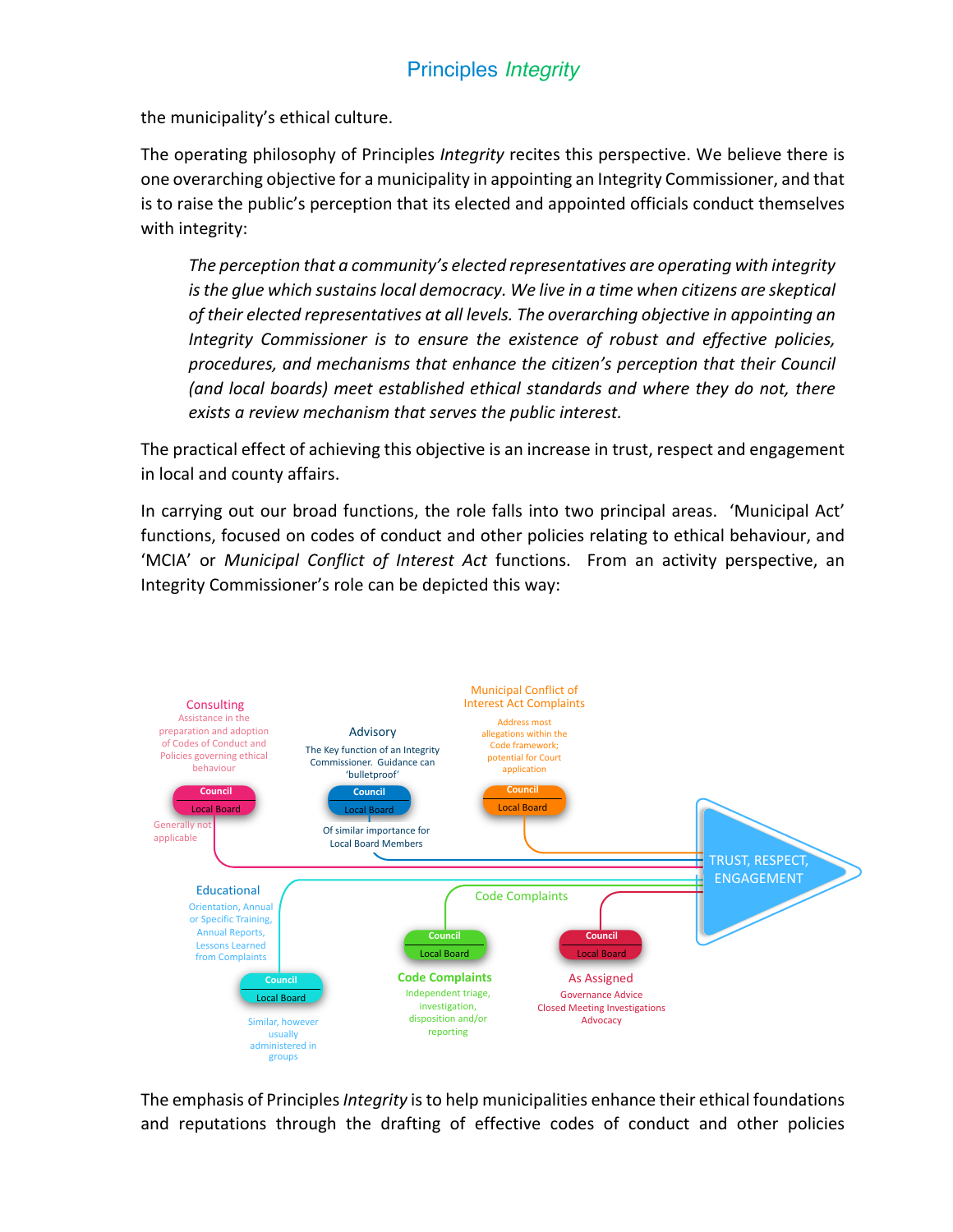the municipality's ethical culture.

The operating philosophy of Principles *Integrity* recites this perspective. We believe there is one overarching objective for a municipality in appointing an Integrity Commissioner, and that is to raise the public's perception that its elected and appointed officials conduct themselves with integrity:

> *The perception that a community's elected representatives are operating with integrity is the glue which sustains local democracy. We live in a time when citizens are skeptical of their elected representatives at all levels. The overarching objective in appointing an Integrity Commissioner is to ensure the existence of robust and effective policies, procedures, and mechanisms that enhance the citizen's perception that their Council (and local boards) meet established ethical standards and where they do not, there exists a review mechanism that serves the public interest.*

The practical effect of achieving this objective is an increase in trust, respect and engagement in local and county affairs.

In carrying out our broad functions, the role falls into two principal areas. 'Municipal Act' functions, focused on codes of conduct and other policies relating to ethical behaviour, and 'MCIA' or *Municipal Conflict of Interest Act* functions. From an activity perspective, an Integrity Commissioner's role can be depicted this way:

Consulting
Assistance in the preparation and adoption of Codes of Conduct and Policies governing ethical behaviour
Council
Local Board
Generally not applicable

Advisory
The Key function of an Integrity Commissioner. Guidance can 'bulletproof'
Council
Local Board
Of similar importance for Local Board Members

Municipal Conflict of Interest Act Complaints
Address most allegations within the Code framework; potential for Court application
Council
Local Board

TRUST, RESPECT, ENGAGEMENT

Educational
Orientation, Annual or Specific Training, Annual Reports, Lessons Learned from Complaints
Council
Local Board
Similar, however usually administered in groups

Code Complaints
Council
Local Board
Code Complaints
Independent triage, investigation, disposition and/or reporting

Council
Local Board
As Assigned
Governance Advice
Closed Meeting Investigations
Advocacy

The emphasis of Principles *Integrity* is to help municipalities enhance their ethical foundations and reputations through the drafting of effective codes of conduct and other policies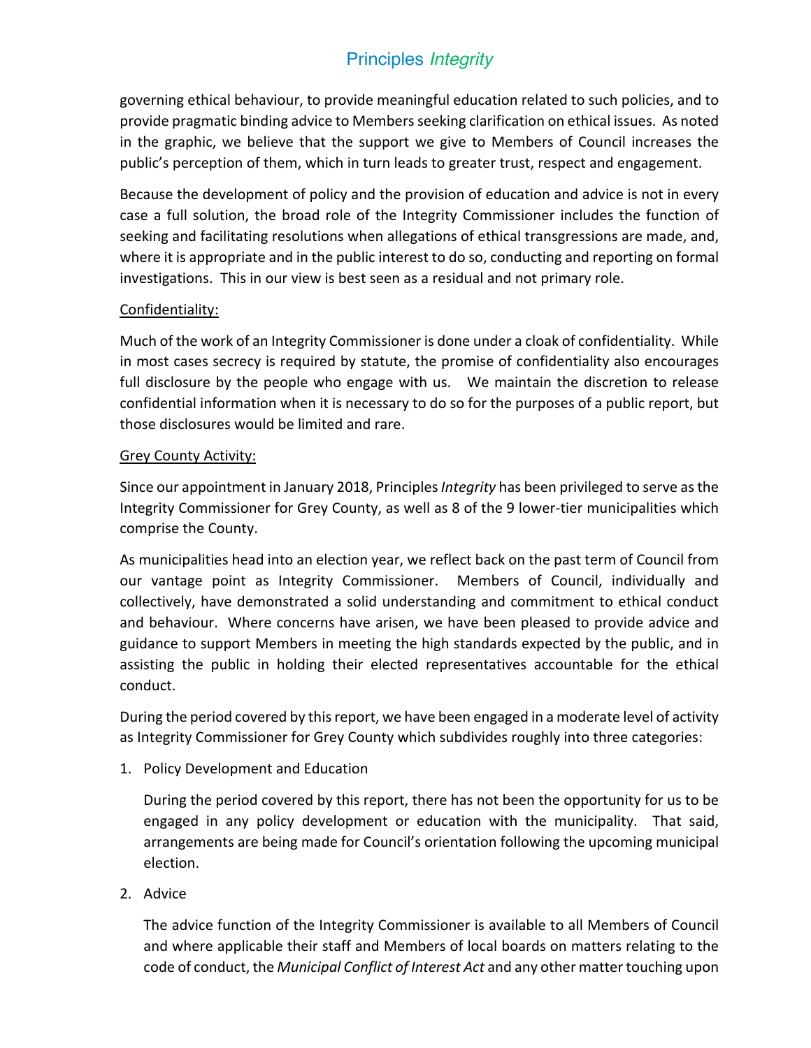governing ethical behaviour, to provide meaningful education related to such policies, and to provide pragmatic binding advice to Members seeking clarification on ethical issues. As noted in the graphic, we believe that the support we give to Members of Council increases the public's perception of them, which in turn leads to greater trust, respect and engagement.

Because the development of policy and the provision of education and advice is not in every case a full solution, the broad role of the Integrity Commissioner includes the function of seeking and facilitating resolutions when allegations of ethical transgressions are made, and, where it is appropriate and in the public interest to do so, conducting and reporting on formal investigations. This in our view is best seen as a residual and not primary role.

Confidentiality:

Much of the work of an Integrity Commissioner is done under a cloak of confidentiality. While in most cases secrecy is required by statute, the promise of confidentiality also encourages full disclosure by the people who engage with us. We maintain the discretion to release confidential information when it is necessary to do so for the purposes of a public report, but those disclosures would be limited and rare.

Grey County Activity:

Since our appointment in January 2018, Principles *Integrity* has been privileged to serve as the Integrity Commissioner for Grey County, as well as 8 of the 9 lower-tier municipalities which comprise the County.

As municipalities head into an election year, we reflect back on the past term of Council from our vantage point as Integrity Commissioner. Members of Council, individually and collectively, have demonstrated a solid understanding and commitment to ethical conduct and behaviour. Where concerns have arisen, we have been pleased to provide advice and guidance to support Members in meeting the high standards expected by the public, and in assisting the public in holding their elected representatives accountable for the ethical conduct.

During the period covered by this report, we have been engaged in a moderate level of activity as Integrity Commissioner for Grey County which subdivides roughly into three categories:

1. Policy Development and Education

   During the period covered by this report, there has not been the opportunity for us to be engaged in any policy development or education with the municipality. That said, arrangements are being made for Council's orientation following the upcoming municipal election.

2. Advice

   The advice function of the Integrity Commissioner is available to all Members of Council and where applicable their staff and Members of local boards on matters relating to the code of conduct, the *Municipal Conflict of Interest Act* and any other matter touching upon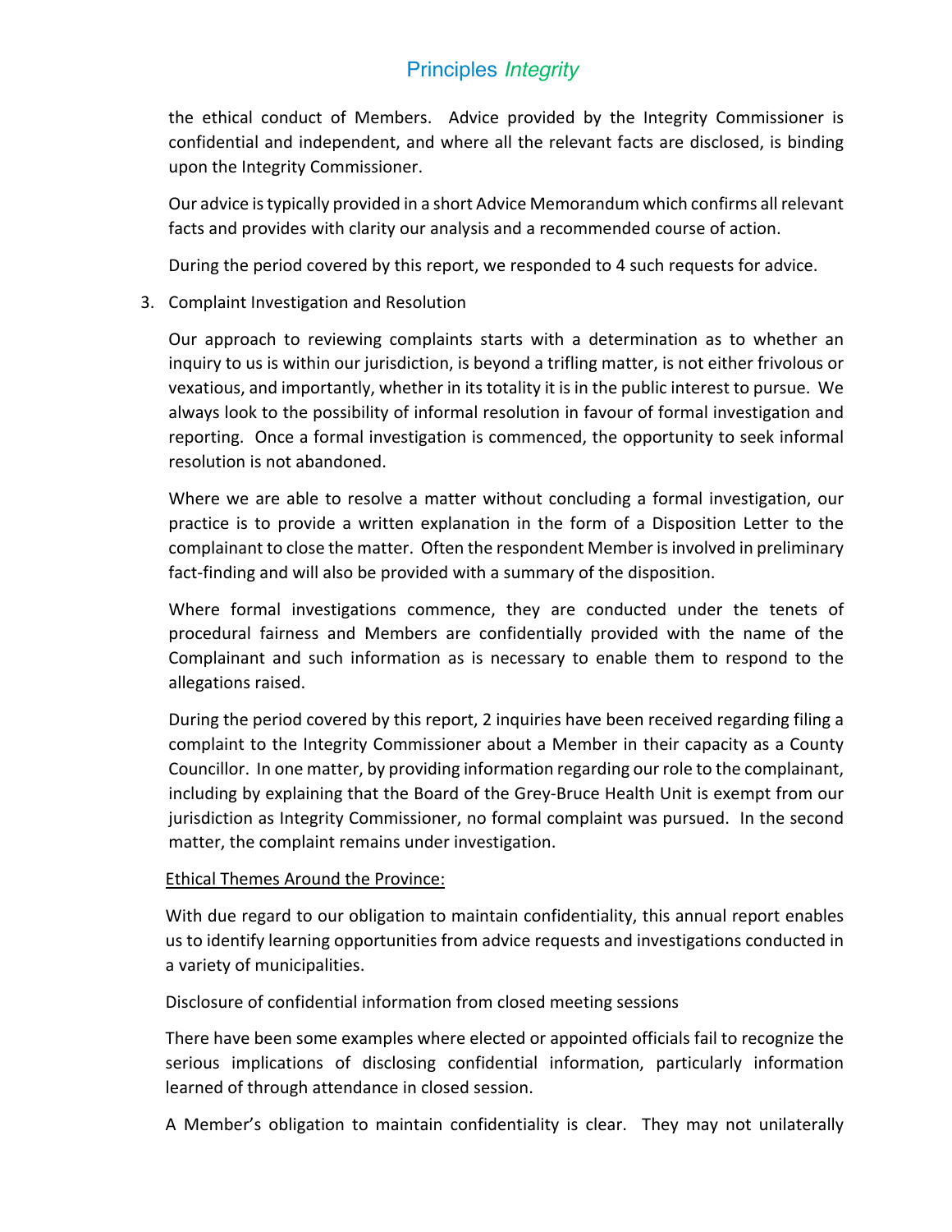the ethical conduct of Members. Advice provided by the Integrity Commissioner is confidential and independent, and where all the relevant facts are disclosed, is binding upon the Integrity Commissioner.

Our advice is typically provided in a short Advice Memorandum which confirms all relevant facts and provides with clarity our analysis and a recommended course of action.

During the period covered by this report, we responded to 4 such requests for advice.

3. Complaint Investigation and Resolution

   Our approach to reviewing complaints starts with a determination as to whether an inquiry to us is within our jurisdiction, is beyond a trifling matter, is not either frivolous or vexatious, and importantly, whether in its totality it is in the public interest to pursue. We always look to the possibility of informal resolution in favour of formal investigation and reporting. Once a formal investigation is commenced, the opportunity to seek informal resolution is not abandoned.

   Where we are able to resolve a matter without concluding a formal investigation, our practice is to provide a written explanation in the form of a Disposition Letter to the complainant to close the matter. Often the respondent Member is involved in preliminary fact-finding and will also be provided with a summary of the disposition.

   Where formal investigations commence, they are conducted under the tenets of procedural fairness and Members are confidentially provided with the name of the Complainant and such information as is necessary to enable them to respond to the allegations raised.

   During the period covered by this report, 2 inquiries have been received regarding filing a complaint to the Integrity Commissioner about a Member in their capacity as a County Councillor. In one matter, by providing information regarding our role to the complainant, including by explaining that the Board of the Grey-Bruce Health Unit is exempt from our jurisdiction as Integrity Commissioner, no formal complaint was pursued. In the second matter, the complaint remains under investigation.

<u>Ethical Themes Around the Province:</u>

With due regard to our obligation to maintain confidentiality, this annual report enables us to identify learning opportunities from advice requests and investigations conducted in a variety of municipalities.

Disclosure of confidential information from closed meeting sessions

There have been some examples where elected or appointed officials fail to recognize the serious implications of disclosing confidential information, particularly information learned of through attendance in closed session.

A Member's obligation to maintain confidentiality is clear. They may not unilaterally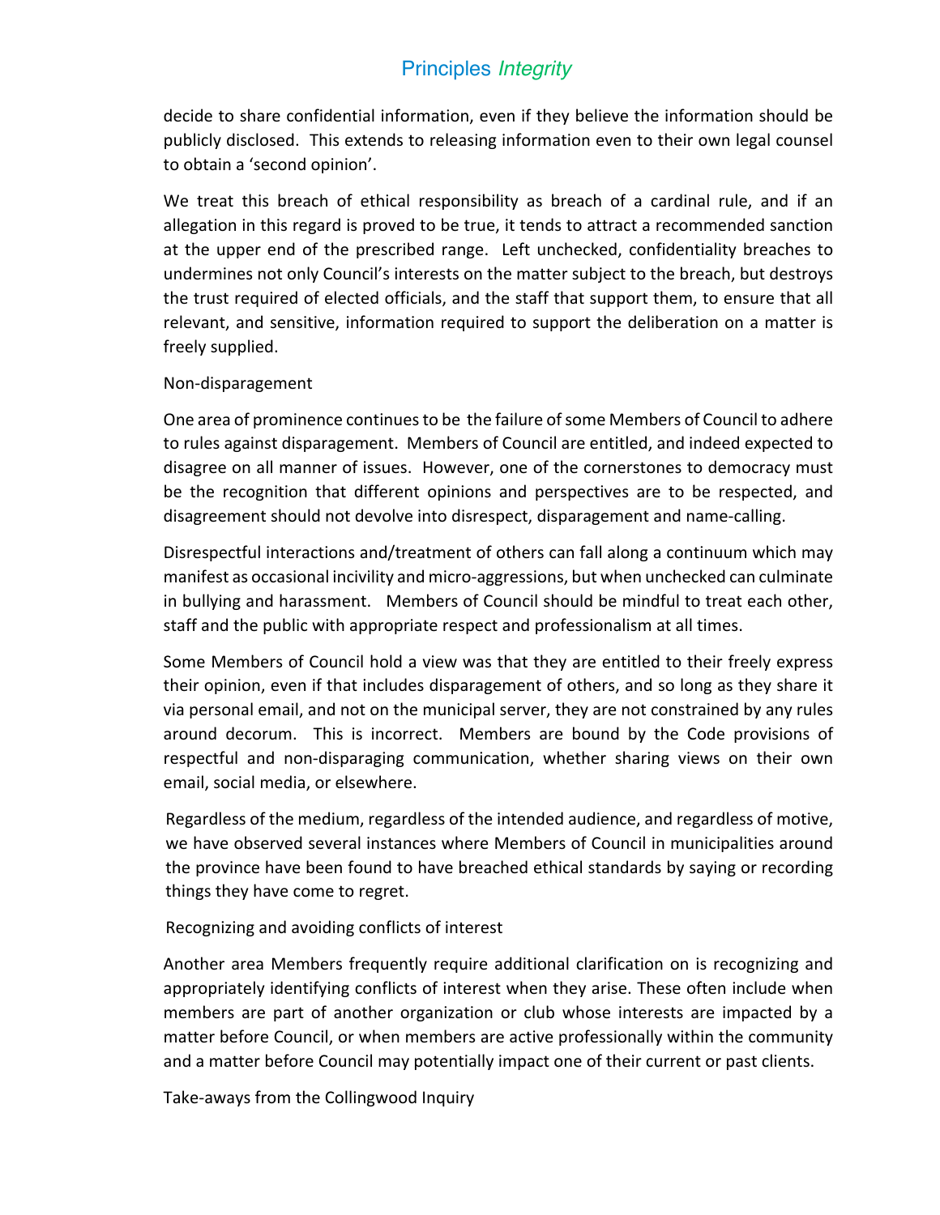decide to share confidential information, even if they believe the information should be publicly disclosed. This extends to releasing information even to their own legal counsel to obtain a 'second opinion'.

We treat this breach of ethical responsibility as breach of a cardinal rule, and if an allegation in this regard is proved to be true, it tends to attract a recommended sanction at the upper end of the prescribed range. Left unchecked, confidentiality breaches to undermines not only Council's interests on the matter subject to the breach, but destroys the trust required of elected officials, and the staff that support them, to ensure that all relevant, and sensitive, information required to support the deliberation on a matter is freely supplied.

Non-disparagement

One area of prominence continues to be the failure of some Members of Council to adhere to rules against disparagement. Members of Council are entitled, and indeed expected to disagree on all manner of issues. However, one of the cornerstones to democracy must be the recognition that different opinions and perspectives are to be respected, and disagreement should not devolve into disrespect, disparagement and name-calling.

Disrespectful interactions and/treatment of others can fall along a continuum which may manifest as occasional incivility and micro-aggressions, but when unchecked can culminate in bullying and harassment. Members of Council should be mindful to treat each other, staff and the public with appropriate respect and professionalism at all times.

Some Members of Council hold a view was that they are entitled to their freely express their opinion, even if that includes disparagement of others, and so long as they share it via personal email, and not on the municipal server, they are not constrained by any rules around decorum. This is incorrect. Members are bound by the Code provisions of respectful and non-disparaging communication, whether sharing views on their own email, social media, or elsewhere.

Regardless of the medium, regardless of the intended audience, and regardless of motive, we have observed several instances where Members of Council in municipalities around the province have been found to have breached ethical standards by saying or recording things they have come to regret.

Recognizing and avoiding conflicts of interest

Another area Members frequently require additional clarification on is recognizing and appropriately identifying conflicts of interest when they arise. These often include when members are part of another organization or club whose interests are impacted by a matter before Council, or when members are active professionally within the community and a matter before Council may potentially impact one of their current or past clients.

Take-aways from the Collingwood Inquiry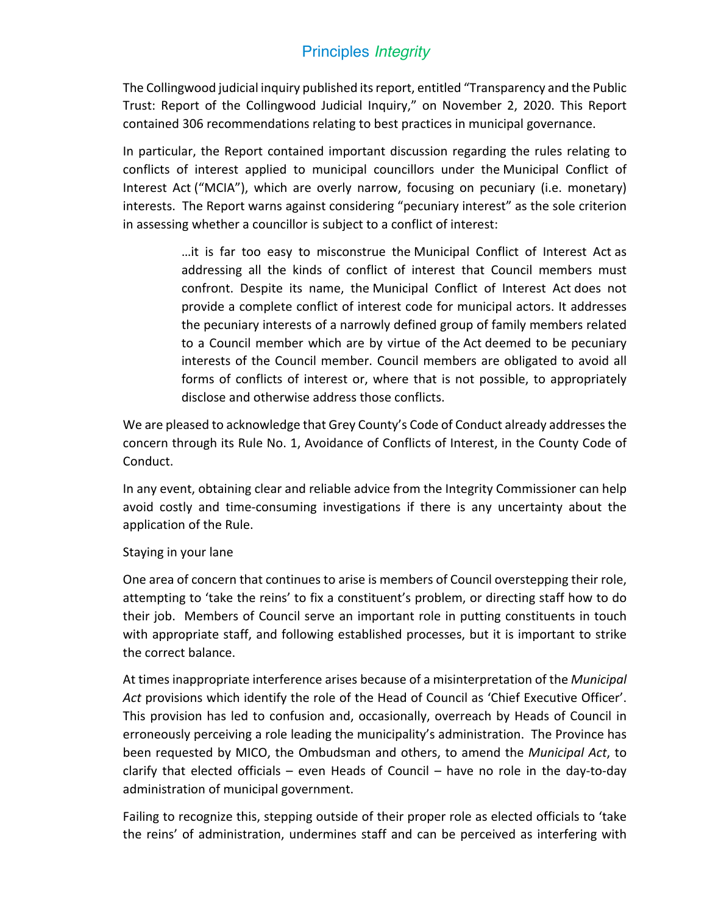## Principles *Integrity*

The Collingwood judicial inquiry published its report, entitled "Transparency and the Public Trust: Report of the Collingwood Judicial Inquiry," on November 2, 2020. This Report contained 306 recommendations relating to best practices in municipal governance.

In particular, the Report contained important discussion regarding the rules relating to conflicts of interest applied to municipal councillors under the Municipal Conflict of Interest Act ("MCIA"), which are overly narrow, focusing on pecuniary (i.e. monetary) interests. The Report warns against considering "pecuniary interest" as the sole criterion in assessing whether a councillor is subject to a conflict of interest:

> …it is far too easy to misconstrue the Municipal Conflict of Interest Act as addressing all the kinds of conflict of interest that Council members must confront. Despite its name, the Municipal Conflict of Interest Act does not provide a complete conflict of interest code for municipal actors. It addresses the pecuniary interests of a narrowly defined group of family members related to a Council member which are by virtue of the Act deemed to be pecuniary interests of the Council member. Council members are obligated to avoid all forms of conflicts of interest or, where that is not possible, to appropriately disclose and otherwise address those conflicts.

We are pleased to acknowledge that Grey County's Code of Conduct already addresses the concern through its Rule No. 1, Avoidance of Conflicts of Interest, in the County Code of Conduct.

In any event, obtaining clear and reliable advice from the Integrity Commissioner can help avoid costly and time-consuming investigations if there is any uncertainty about the application of the Rule.

Staying in your lane

One area of concern that continues to arise is members of Council overstepping their role, attempting to 'take the reins' to fix a constituent's problem, or directing staff how to do their job. Members of Council serve an important role in putting constituents in touch with appropriate staff, and following established processes, but it is important to strike the correct balance.

At times inappropriate interference arises because of a misinterpretation of the *Municipal Act* provisions which identify the role of the Head of Council as 'Chief Executive Officer'. This provision has led to confusion and, occasionally, overreach by Heads of Council in erroneously perceiving a role leading the municipality's administration. The Province has been requested by MICO, the Ombudsman and others, to amend the *Municipal Act*, to clarify that elected officials – even Heads of Council – have no role in the day-to-day administration of municipal government.

Failing to recognize this, stepping outside of their proper role as elected officials to 'take the reins' of administration, undermines staff and can be perceived as interfering with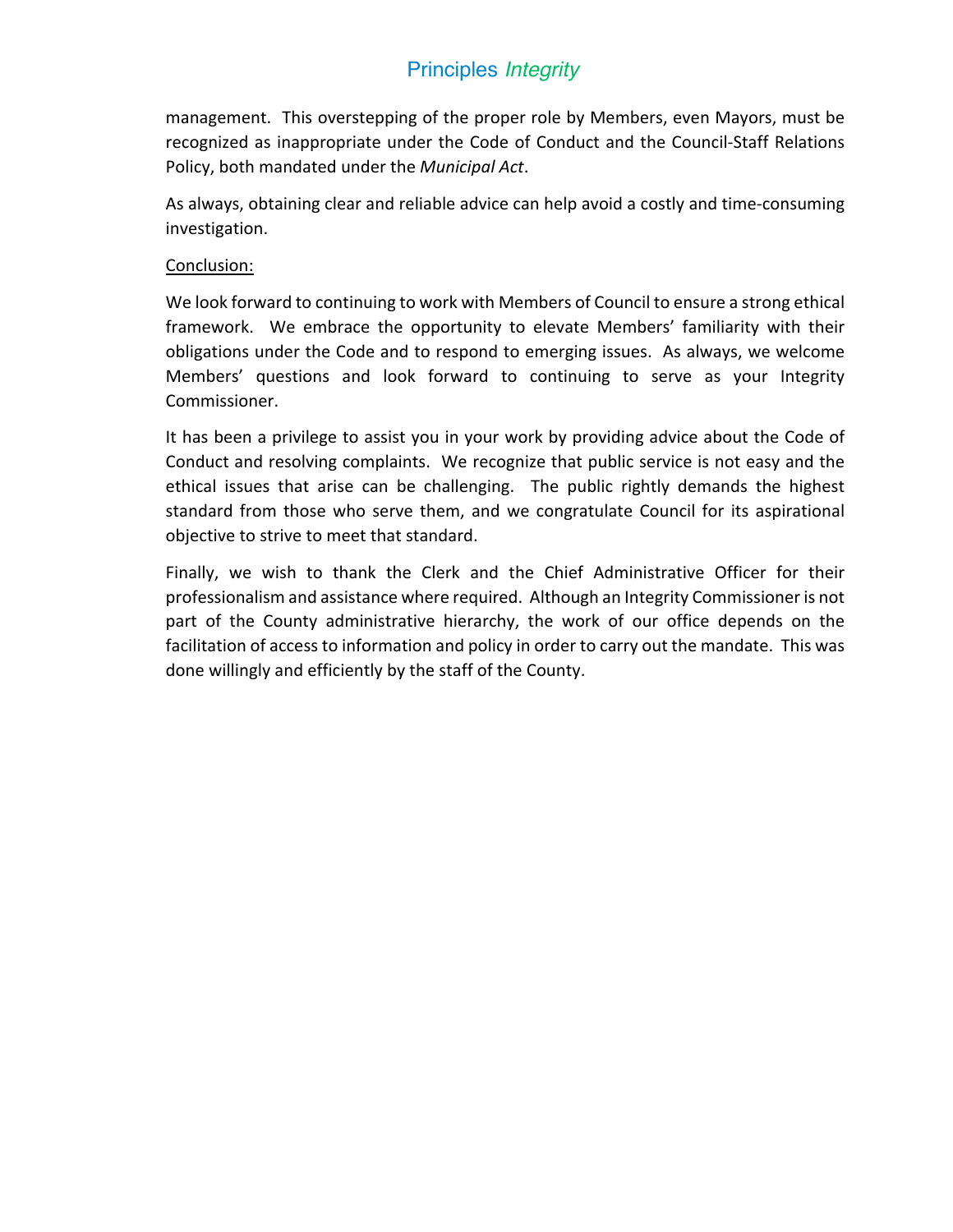management. This overstepping of the proper role by Members, even Mayors, must be recognized as inappropriate under the Code of Conduct and the Council-Staff Relations Policy, both mandated under the *Municipal Act*.

As always, obtaining clear and reliable advice can help avoid a costly and time-consuming investigation.

<u>Conclusion:</u>

We look forward to continuing to work with Members of Council to ensure a strong ethical framework. We embrace the opportunity to elevate Members' familiarity with their obligations under the Code and to respond to emerging issues. As always, we welcome Members' questions and look forward to continuing to serve as your Integrity Commissioner.

It has been a privilege to assist you in your work by providing advice about the Code of Conduct and resolving complaints. We recognize that public service is not easy and the ethical issues that arise can be challenging. The public rightly demands the highest standard from those who serve them, and we congratulate Council for its aspirational objective to strive to meet that standard.

Finally, we wish to thank the Clerk and the Chief Administrative Officer for their professionalism and assistance where required. Although an Integrity Commissioner is not part of the County administrative hierarchy, the work of our office depends on the facilitation of access to information and policy in order to carry out the mandate. This was done willingly and efficiently by the staff of the County.